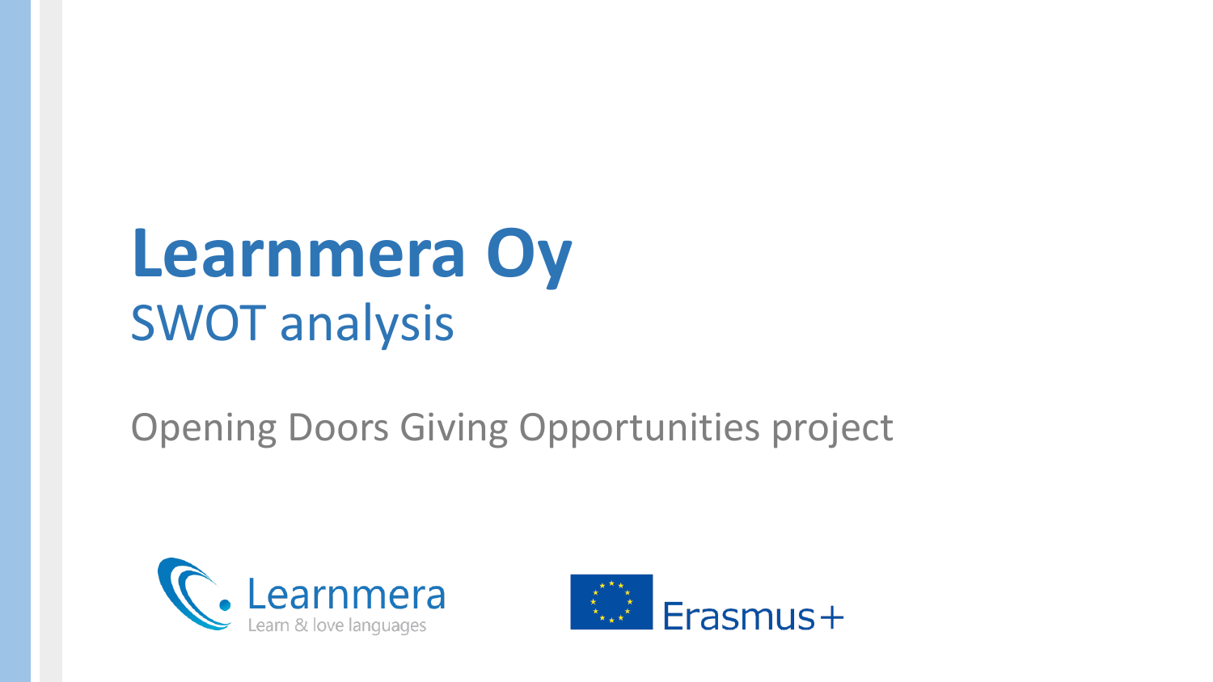# Learnmera Oy

## SWOT analysis

Opening Doors Giving Opportunities project

Learnmera
Learn & love languages

Erasmus+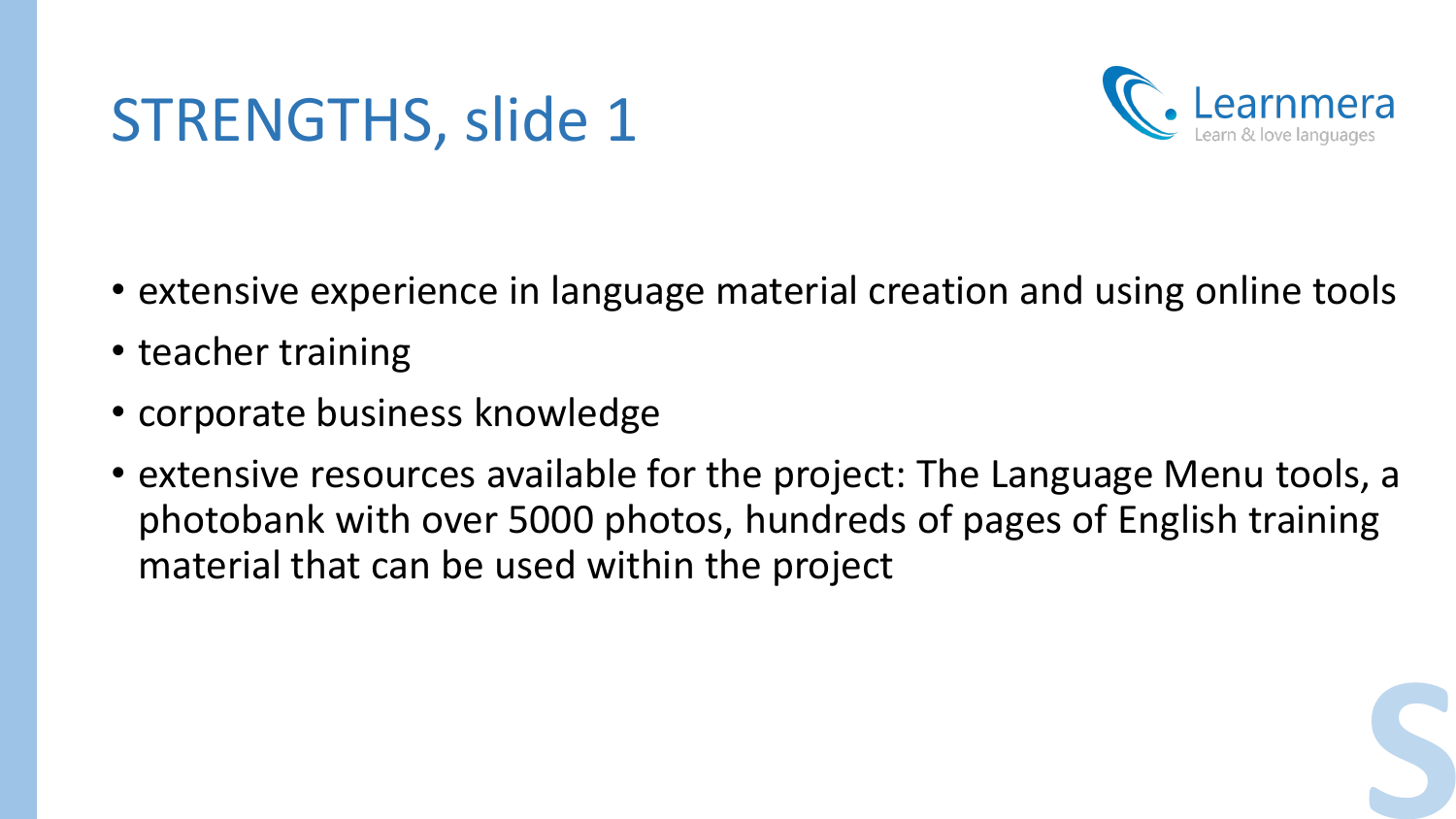# STRENGTHS, slide 1

- extensive experience in language material creation and using online tools
- teacher training
- corporate business knowledge
- extensive resources available for the project: The Language Menu tools, a photobank with over 5000 photos, hundreds of pages of English training material that can be used within the project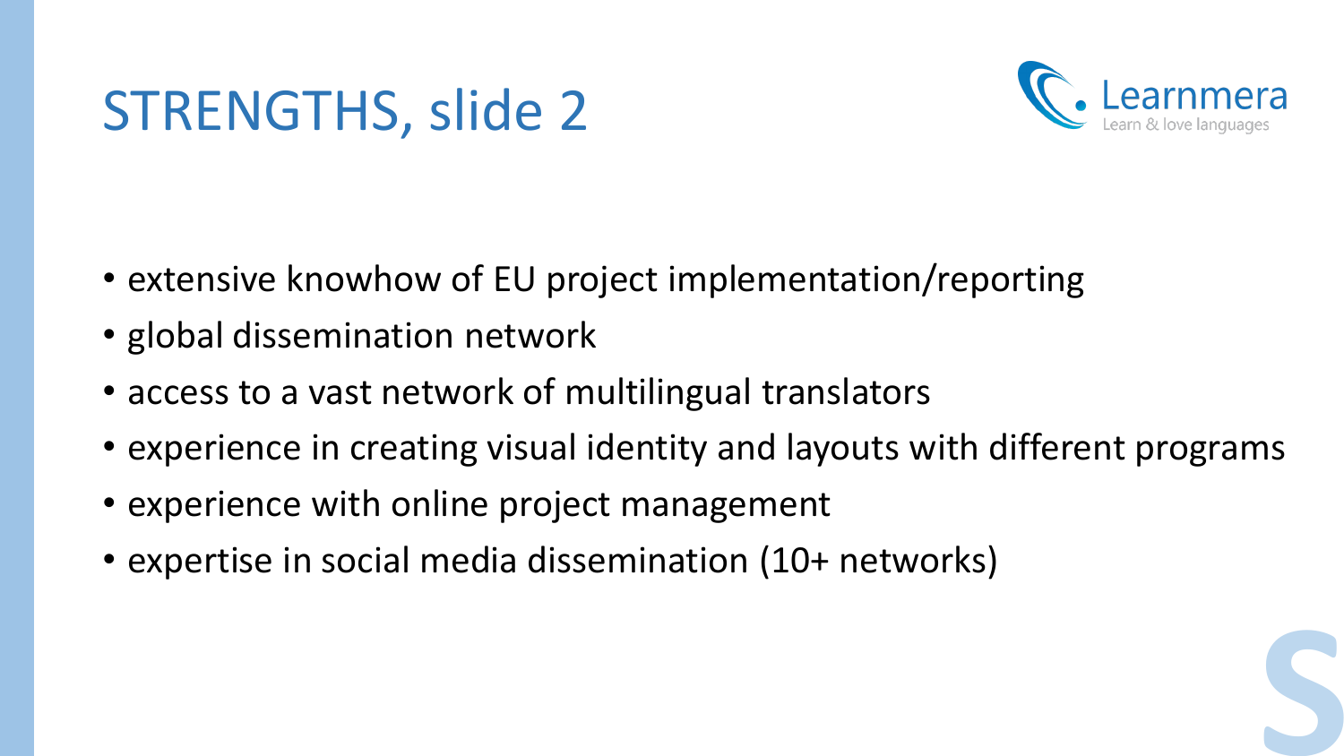# STRENGTHS, slide 2

- extensive knowhow of EU project implementation/reporting
- global dissemination network
- access to a vast network of multilingual translators
- experience in creating visual identity and layouts with different programs
- experience with online project management
- expertise in social media dissemination (10+ networks)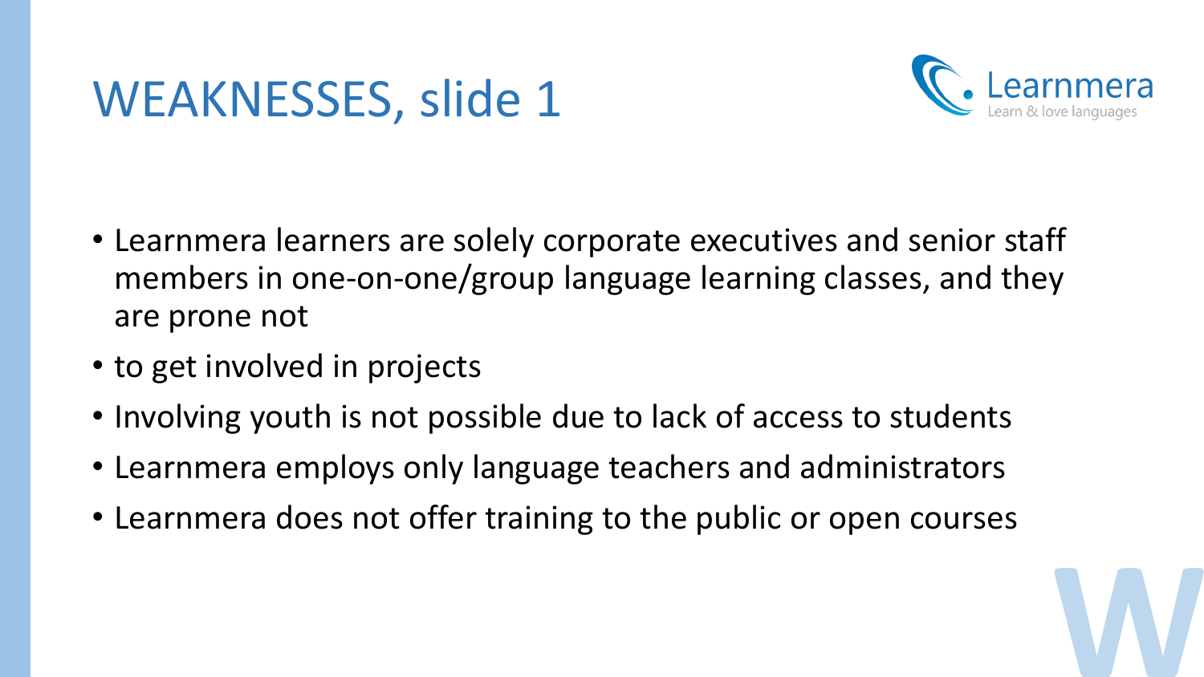# WEAKNESSES, slide 1

- Learnmera learners are solely corporate executives and senior staff members in one-on-one/group language learning classes, and they are prone not
- to get involved in projects
- Involving youth is not possible due to lack of access to students
- Learnmera employs only language teachers and administrators
- Learnmera does not offer training to the public or open courses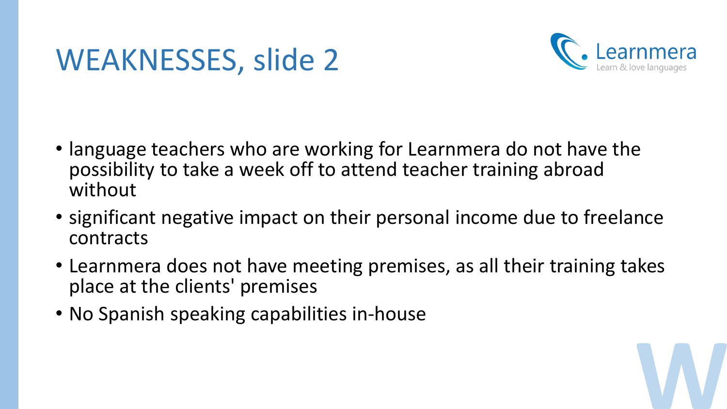# WEAKNESSES, slide 2

- language teachers who are working for Learnmera do not have the possibility to take a week off to attend teacher training abroad without
- significant negative impact on their personal income due to freelance contracts
- Learnmera does not have meeting premises, as all their training takes place at the clients' premises
- No Spanish speaking capabilities in-house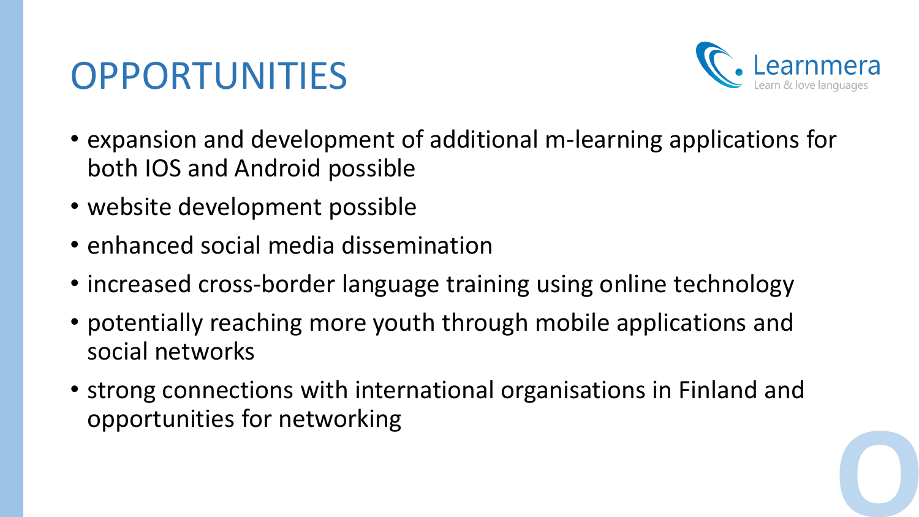# OPPORTUNITIES

- expansion and development of additional m-learning applications for both IOS and Android possible
- website development possible
- enhanced social media dissemination
- increased cross-border language training using online technology
- potentially reaching more youth through mobile applications and social networks
- strong connections with international organisations in Finland and opportunities for networking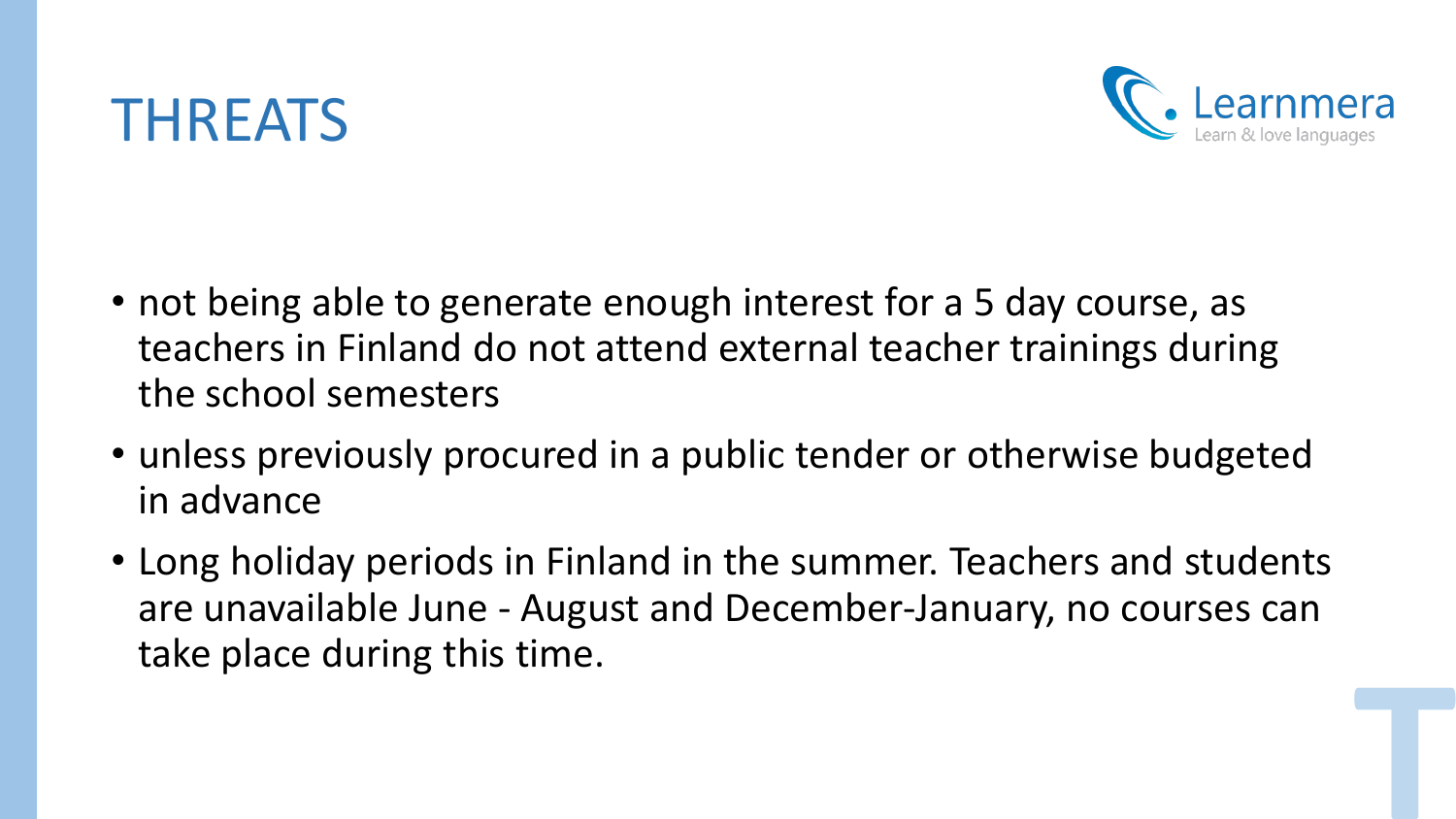# THREATS

- not being able to generate enough interest for a 5 day course, as teachers in Finland do not attend external teacher trainings during the school semesters
- unless previously procured in a public tender or otherwise budgeted in advance
- Long holiday periods in Finland in the summer. Teachers and students are unavailable June - August and December-January, no courses can take place during this time.